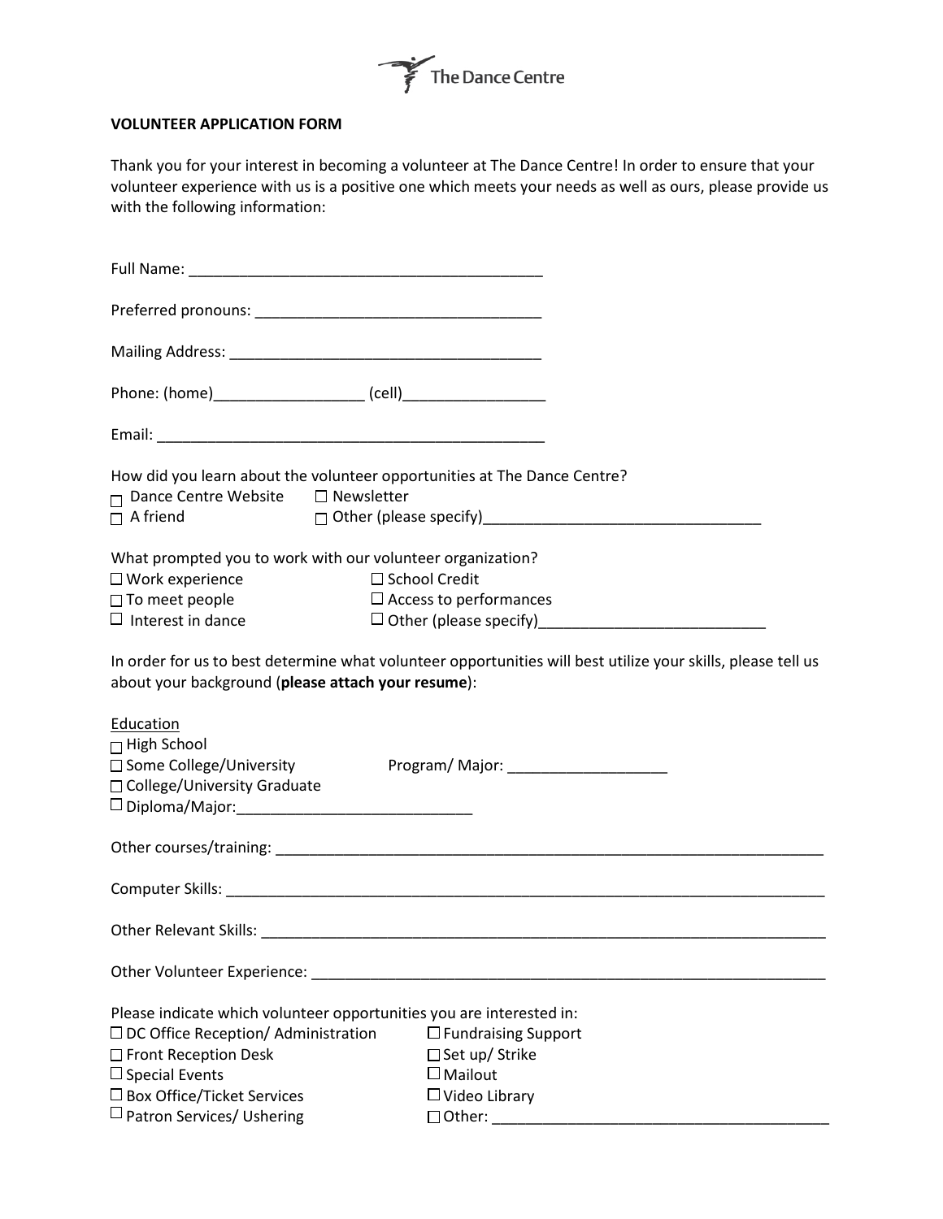The Dance Centre

**VOLUNTEER APPLICATION FORM**

Thank you for your interest in becoming a volunteer at The Dance Centre! In order to ensure that your volunteer experience with us is a positive one which meets your needs as well as ours, please provide us with the following information:

Full Name: ___________________________________________

Preferred pronouns: ___________________________________

Mailing Address: ______________________________________

Phone: (home)__________________ (cell)_________________

Email: _______________________________________________

How did you learn about the volunteer opportunities at The Dance Centre?

☐ Dance Centre Website ☐ Newsletter
☐ A friend ☐ Other (please specify)_________________________________

What prompted you to work with our volunteer organization?

☐ Work experience ☐ School Credit
☐ To meet people ☐ Access to performances
☐ Interest in dance ☐ Other (please specify)___________________________

In order for us to best determine what volunteer opportunities will best utilize your skills, please tell us about your background (**please attach your resume**):

Education

☐ High School
☐ Some College/University Program/ Major: ___________________
☐ College/University Graduate
☐ Diploma/Major:____________________________

Other courses/training: ____________________________________________________________________

Computer Skills: __________________________________________________________________________

Other Relevant Skills: ______________________________________________________________________

Other Volunteer Experience: _________________________________________________________________

Please indicate which volunteer opportunities you are interested in:

☐ DC Office Reception/ Administration ☐ Fundraising Support
☐ Front Reception Desk ☐ Set up/ Strike
☐ Special Events ☐ Mailout
☐ Box Office/Ticket Services ☐ Video Library
☐ Patron Services/ Ushering ☐ Other: ________________________________________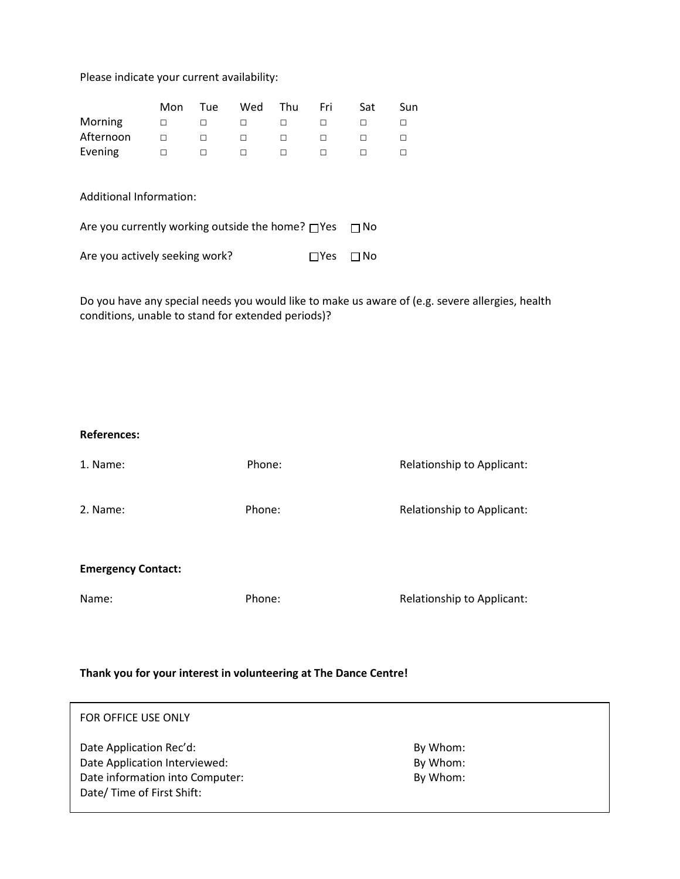Please indicate your current availability:

| | Mon | Tue | Wed | Thu | Fri | Sat | Sun |
|---|---|---|---|---|---|---|---|
| Morning | □ | □ | □ | □ | □ | □ | □ |
| Afternoon | □ | □ | □ | □ | □ | □ | □ |
| Evening | □ | □ | □ | □ | □ | □ | □ |

Additional Information:

Are you currently working outside the home? □ Yes □ No

Are you actively seeking work? □ Yes □ No

Do you have any special needs you would like to make us aware of (e.g. severe allergies, health conditions, unable to stand for extended periods)?

**References:**

1. Name: Phone: Relationship to Applicant:

2. Name: Phone: Relationship to Applicant:

**Emergency Contact:**

Name: Phone: Relationship to Applicant:

**Thank you for your interest in volunteering at The Dance Centre!**

FOR OFFICE USE ONLY

Date Application Rec'd: By Whom:
Date Application Interviewed: By Whom:
Date information into Computer: By Whom:
Date/ Time of First Shift: